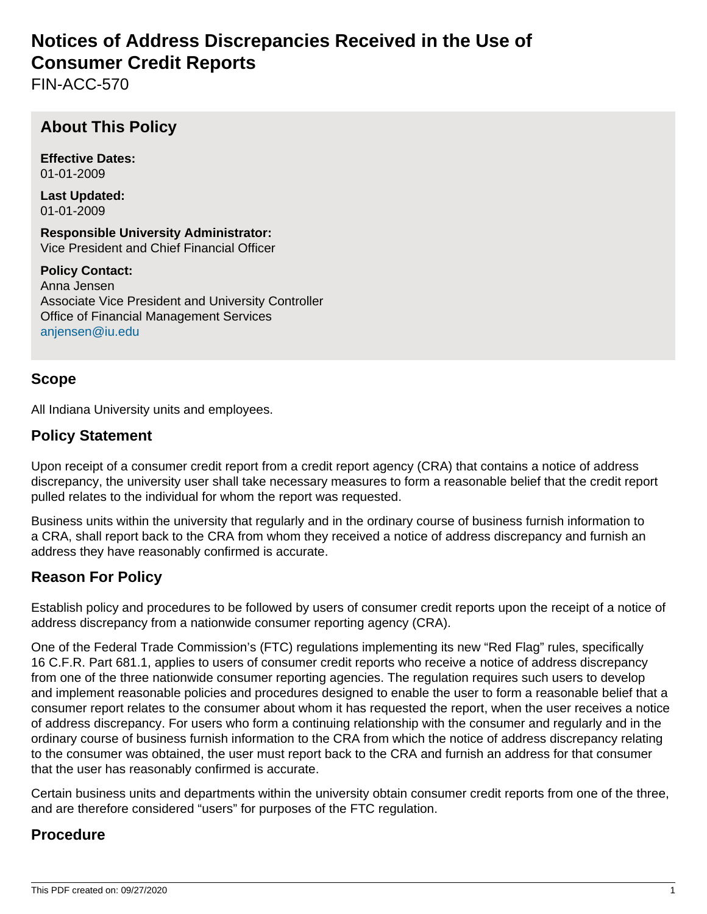# Notices of Address Discrepancies Received in the Use of Consumer Credit Reports

FIN-ACC-570

## About This Policy

**Effective Dates:**
01-01-2009

**Last Updated:**
01-01-2009

**Responsible University Administrator:**
Vice President and Chief Financial Officer

**Policy Contact:**
Anna Jensen
Associate Vice President and University Controller
Office of Financial Management Services
anjensen@iu.edu

## Scope

All Indiana University units and employees.

## Policy Statement

Upon receipt of a consumer credit report from a credit report agency (CRA) that contains a notice of address discrepancy, the university user shall take necessary measures to form a reasonable belief that the credit report pulled relates to the individual for whom the report was requested.

Business units within the university that regularly and in the ordinary course of business furnish information to a CRA, shall report back to the CRA from whom they received a notice of address discrepancy and furnish an address they have reasonably confirmed is accurate.

## Reason For Policy

Establish policy and procedures to be followed by users of consumer credit reports upon the receipt of a notice of address discrepancy from a nationwide consumer reporting agency (CRA).

One of the Federal Trade Commission's (FTC) regulations implementing its new "Red Flag" rules, specifically 16 C.F.R. Part 681.1, applies to users of consumer credit reports who receive a notice of address discrepancy from one of the three nationwide consumer reporting agencies. The regulation requires such users to develop and implement reasonable policies and procedures designed to enable the user to form a reasonable belief that a consumer report relates to the consumer about whom it has requested the report, when the user receives a notice of address discrepancy. For users who form a continuing relationship with the consumer and regularly and in the ordinary course of business furnish information to the CRA from which the notice of address discrepancy relating to the consumer was obtained, the user must report back to the CRA and furnish an address for that consumer that the user has reasonably confirmed is accurate.

Certain business units and departments within the university obtain consumer credit reports from one of the three, and are therefore considered "users" for purposes of the FTC regulation.

## Procedure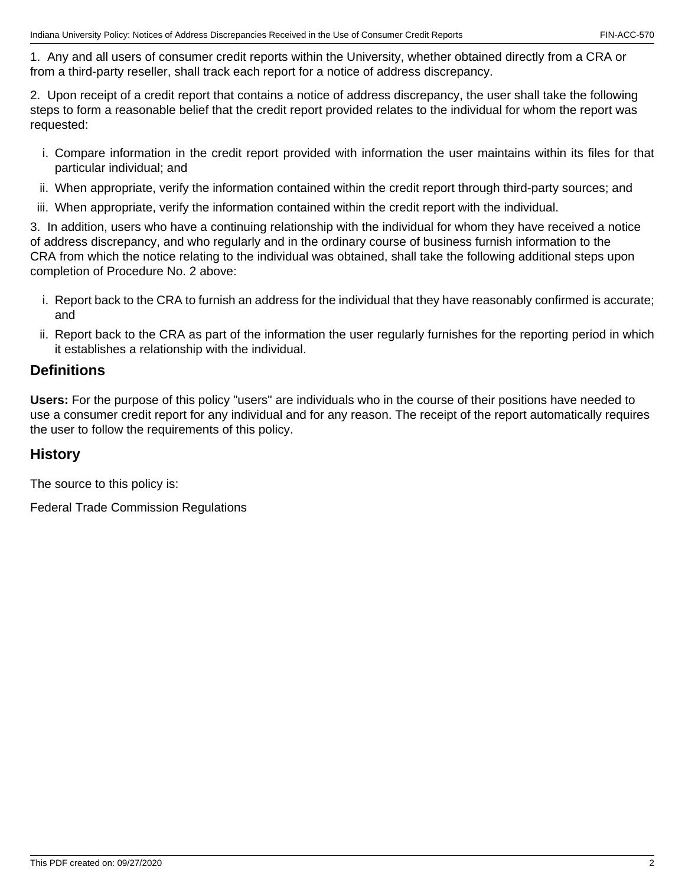1. Any and all users of consumer credit reports within the University, whether obtained directly from a CRA or from a third-party reseller, shall track each report for a notice of address discrepancy.

2. Upon receipt of a credit report that contains a notice of address discrepancy, the user shall take the following steps to form a reasonable belief that the credit report provided relates to the individual for whom the report was requested:

   i. Compare information in the credit report provided with information the user maintains within its files for that particular individual; and
   ii. When appropriate, verify the information contained within the credit report through third-party sources; and
   iii. When appropriate, verify the information contained within the credit report with the individual.

3. In addition, users who have a continuing relationship with the individual for whom they have received a notice of address discrepancy, and who regularly and in the ordinary course of business furnish information to the CRA from which the notice relating to the individual was obtained, shall take the following additional steps upon completion of Procedure No. 2 above:

   i. Report back to the CRA to furnish an address for the individual that they have reasonably confirmed is accurate; and
   ii. Report back to the CRA as part of the information the user regularly furnishes for the reporting period in which it establishes a relationship with the individual.

## Definitions

**Users:** For the purpose of this policy "users" are individuals who in the course of their positions have needed to use a consumer credit report for any individual and for any reason. The receipt of the report automatically requires the user to follow the requirements of this policy.

## History

The source to this policy is:

Federal Trade Commission Regulations